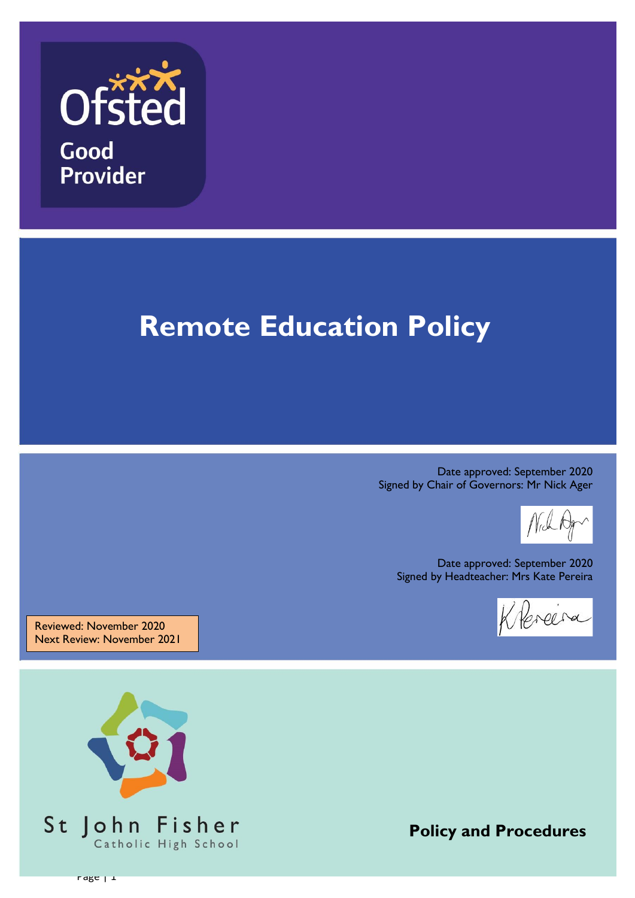Ofsted

Good Provider

# Remote Education Policy

Date approved: September 2020
Signed by Chair of Governors: Mr Nick Ager

Date approved: September 2020
Signed by Headteacher: Mrs Kate Pereira

Reviewed: November 2020
Next Review: November 2021

St John Fisher
Catholic High School

**Policy and Procedures**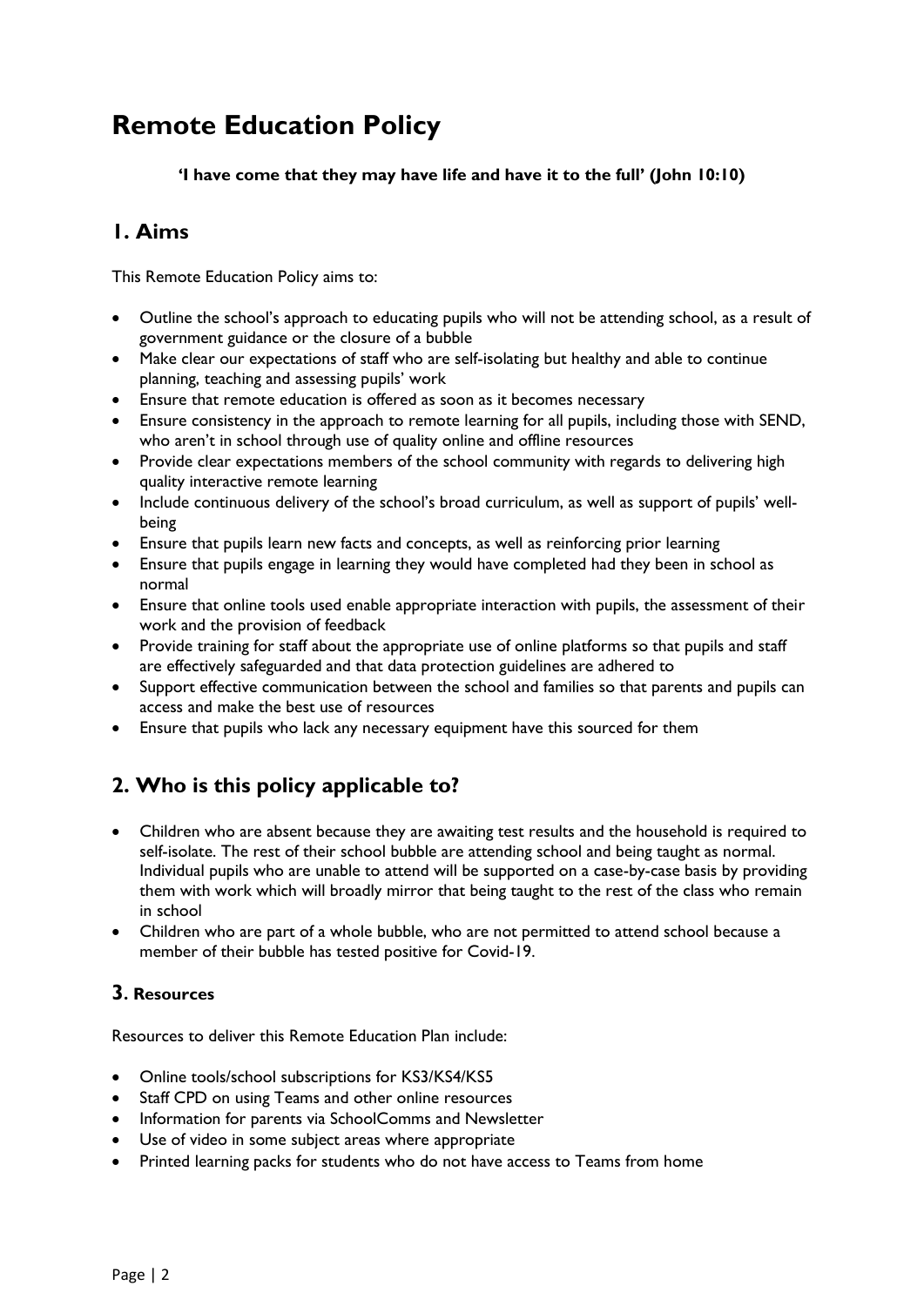# Remote Education Policy

**'I have come that they may have life and have it to the full' (John 10:10)**

## 1. Aims

This Remote Education Policy aims to:

- Outline the school's approach to educating pupils who will not be attending school, as a result of government guidance or the closure of a bubble
- Make clear our expectations of staff who are self-isolating but healthy and able to continue planning, teaching and assessing pupils' work
- Ensure that remote education is offered as soon as it becomes necessary
- Ensure consistency in the approach to remote learning for all pupils, including those with SEND, who aren't in school through use of quality online and offline resources
- Provide clear expectations members of the school community with regards to delivering high quality interactive remote learning
- Include continuous delivery of the school's broad curriculum, as well as support of pupils' well-being
- Ensure that pupils learn new facts and concepts, as well as reinforcing prior learning
- Ensure that pupils engage in learning they would have completed had they been in school as normal
- Ensure that online tools used enable appropriate interaction with pupils, the assessment of their work and the provision of feedback
- Provide training for staff about the appropriate use of online platforms so that pupils and staff are effectively safeguarded and that data protection guidelines are adhered to
- Support effective communication between the school and families so that parents and pupils can access and make the best use of resources
- Ensure that pupils who lack any necessary equipment have this sourced for them

## 2. Who is this policy applicable to?

- Children who are absent because they are awaiting test results and the household is required to self-isolate. The rest of their school bubble are attending school and being taught as normal. Individual pupils who are unable to attend will be supported on a case-by-case basis by providing them with work which will broadly mirror that being taught to the rest of the class who remain in school
- Children who are part of a whole bubble, who are not permitted to attend school because a member of their bubble has tested positive for Covid-19.

### 3. Resources

Resources to deliver this Remote Education Plan include:

- Online tools/school subscriptions for KS3/KS4/KS5
- Staff CPD on using Teams and other online resources
- Information for parents via SchoolComms and Newsletter
- Use of video in some subject areas where appropriate
- Printed learning packs for students who do not have access to Teams from home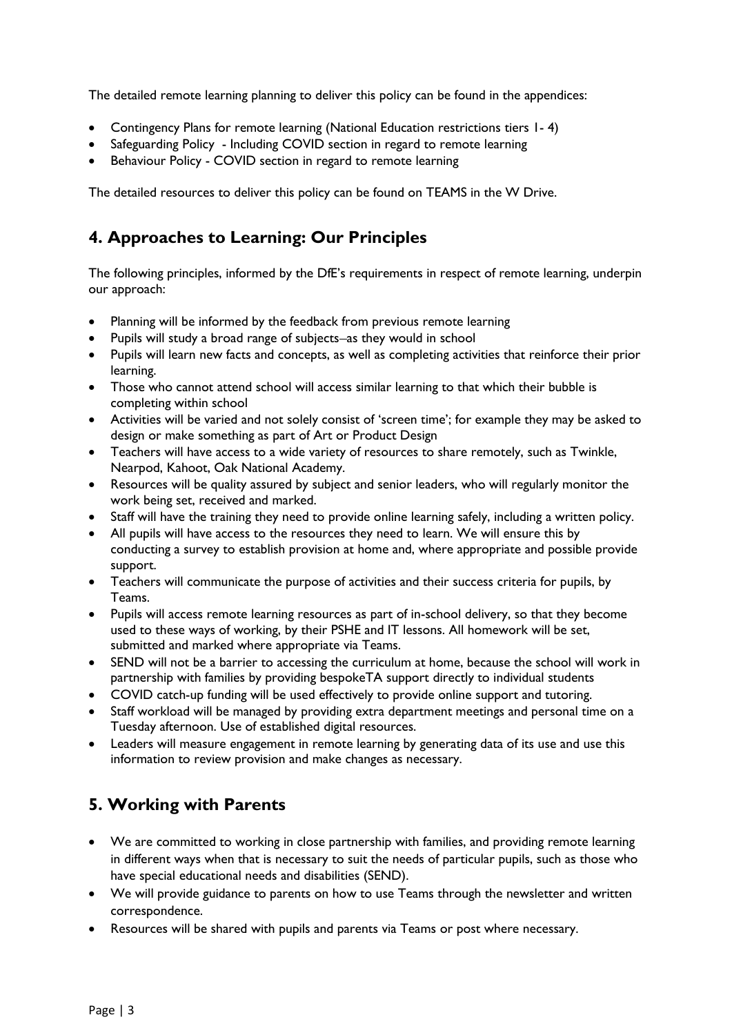The detailed remote learning planning to deliver this policy can be found in the appendices:

- Contingency Plans for remote learning (National Education restrictions tiers 1- 4)
- Safeguarding Policy - Including COVID section in regard to remote learning
- Behaviour Policy - COVID section in regard to remote learning

The detailed resources to deliver this policy can be found on TEAMS in the W Drive.

## 4. Approaches to Learning: Our Principles

The following principles, informed by the DfE's requirements in respect of remote learning, underpin our approach:

- Planning will be informed by the feedback from previous remote learning
- Pupils will study a broad range of subjects–as they would in school
- Pupils will learn new facts and concepts, as well as completing activities that reinforce their prior learning.
- Those who cannot attend school will access similar learning to that which their bubble is completing within school
- Activities will be varied and not solely consist of 'screen time'; for example they may be asked to design or make something as part of Art or Product Design
- Teachers will have access to a wide variety of resources to share remotely, such as Twinkle, Nearpod, Kahoot, Oak National Academy.
- Resources will be quality assured by subject and senior leaders, who will regularly monitor the work being set, received and marked.
- Staff will have the training they need to provide online learning safely, including a written policy.
- All pupils will have access to the resources they need to learn. We will ensure this by conducting a survey to establish provision at home and, where appropriate and possible provide support.
- Teachers will communicate the purpose of activities and their success criteria for pupils, by Teams.
- Pupils will access remote learning resources as part of in-school delivery, so that they become used to these ways of working, by their PSHE and IT lessons. All homework will be set, submitted and marked where appropriate via Teams.
- SEND will not be a barrier to accessing the curriculum at home, because the school will work in partnership with families by providing bespokeTA support directly to individual students
- COVID catch-up funding will be used effectively to provide online support and tutoring.
- Staff workload will be managed by providing extra department meetings and personal time on a Tuesday afternoon. Use of established digital resources.
- Leaders will measure engagement in remote learning by generating data of its use and use this information to review provision and make changes as necessary.

## 5. Working with Parents

- We are committed to working in close partnership with families, and providing remote learning in different ways when that is necessary to suit the needs of particular pupils, such as those who have special educational needs and disabilities (SEND).
- We will provide guidance to parents on how to use Teams through the newsletter and written correspondence.
- Resources will be shared with pupils and parents via Teams or post where necessary.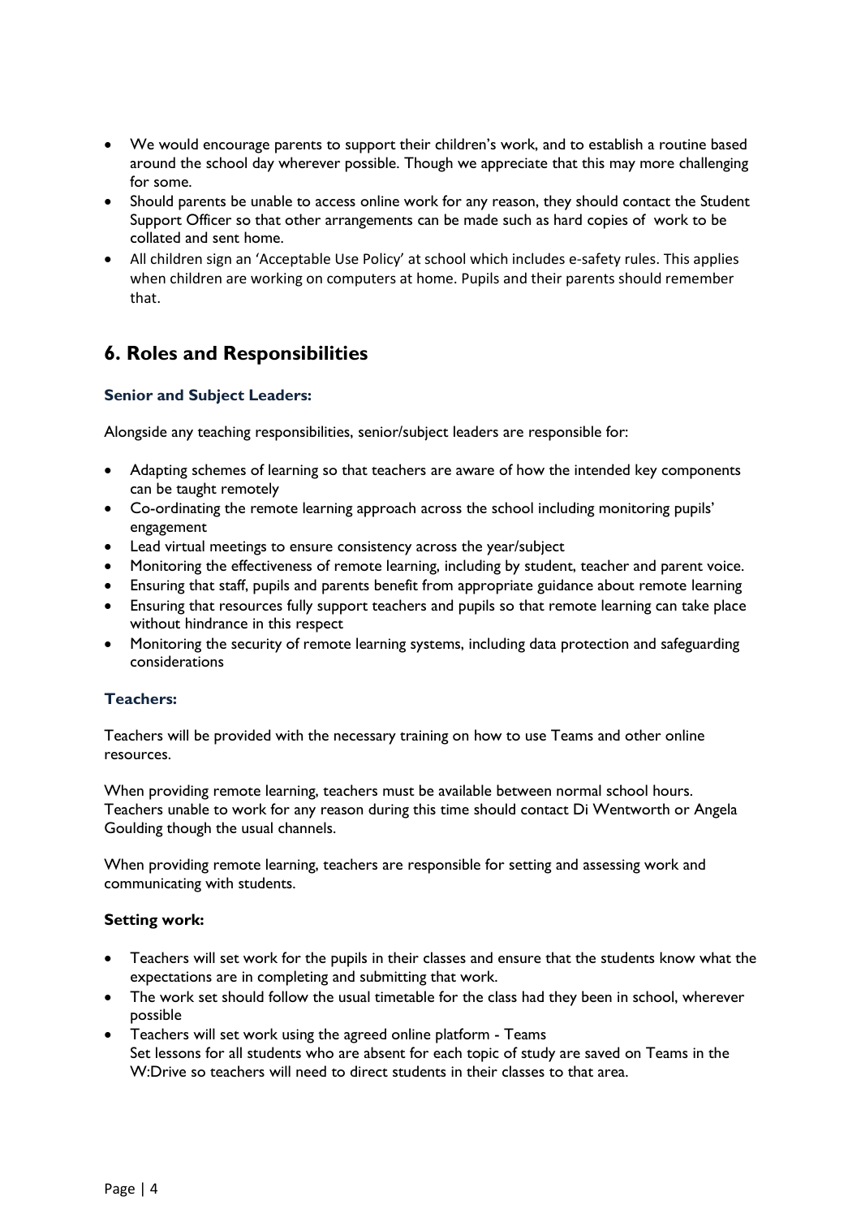- We would encourage parents to support their children's work, and to establish a routine based around the school day wherever possible. Though we appreciate that this may more challenging for some.
- Should parents be unable to access online work for any reason, they should contact the Student Support Officer so that other arrangements can be made such as hard copies of work to be collated and sent home.
- All children sign an 'Acceptable Use Policy' at school which includes e-safety rules. This applies when children are working on computers at home. Pupils and their parents should remember that.

## 6. Roles and Responsibilities

### Senior and Subject Leaders:

Alongside any teaching responsibilities, senior/subject leaders are responsible for:

- Adapting schemes of learning so that teachers are aware of how the intended key components can be taught remotely
- Co-ordinating the remote learning approach across the school including monitoring pupils' engagement
- Lead virtual meetings to ensure consistency across the year/subject
- Monitoring the effectiveness of remote learning, including by student, teacher and parent voice.
- Ensuring that staff, pupils and parents benefit from appropriate guidance about remote learning
- Ensuring that resources fully support teachers and pupils so that remote learning can take place without hindrance in this respect
- Monitoring the security of remote learning systems, including data protection and safeguarding considerations

### Teachers:

Teachers will be provided with the necessary training on how to use Teams and other online resources.

When providing remote learning, teachers must be available between normal school hours. Teachers unable to work for any reason during this time should contact Di Wentworth or Angela Goulding though the usual channels.

When providing remote learning, teachers are responsible for setting and assessing work and communicating with students.

**Setting work:**

- Teachers will set work for the pupils in their classes and ensure that the students know what the expectations are in completing and submitting that work.
- The work set should follow the usual timetable for the class had they been in school, wherever possible
- Teachers will set work using the agreed online platform - Teams
  Set lessons for all students who are absent for each topic of study are saved on Teams in the W:Drive so teachers will need to direct students in their classes to that area.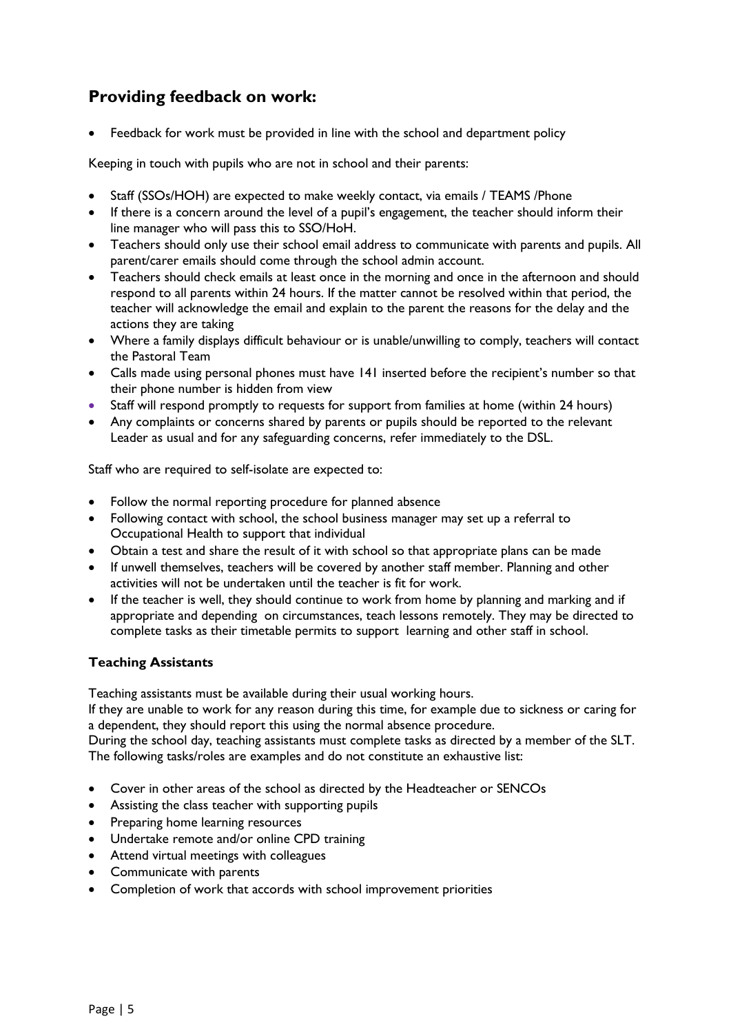## Providing feedback on work:

- Feedback for work must be provided in line with the school and department policy

Keeping in touch with pupils who are not in school and their parents:

- Staff (SSOs/HOH) are expected to make weekly contact, via emails / TEAMS /Phone
- If there is a concern around the level of a pupil's engagement, the teacher should inform their line manager who will pass this to SSO/HoH.
- Teachers should only use their school email address to communicate with parents and pupils. All parent/carer emails should come through the school admin account.
- Teachers should check emails at least once in the morning and once in the afternoon and should respond to all parents within 24 hours. If the matter cannot be resolved within that period, the teacher will acknowledge the email and explain to the parent the reasons for the delay and the actions they are taking
- Where a family displays difficult behaviour or is unable/unwilling to comply, teachers will contact the Pastoral Team
- Calls made using personal phones must have 141 inserted before the recipient's number so that their phone number is hidden from view
- Staff will respond promptly to requests for support from families at home (within 24 hours)
- Any complaints or concerns shared by parents or pupils should be reported to the relevant Leader as usual and for any safeguarding concerns, refer immediately to the DSL.

Staff who are required to self-isolate are expected to:

- Follow the normal reporting procedure for planned absence
- Following contact with school, the school business manager may set up a referral to Occupational Health to support that individual
- Obtain a test and share the result of it with school so that appropriate plans can be made
- If unwell themselves, teachers will be covered by another staff member. Planning and other activities will not be undertaken until the teacher is fit for work.
- If the teacher is well, they should continue to work from home by planning and marking and if appropriate and depending on circumstances, teach lessons remotely. They may be directed to complete tasks as their timetable permits to support learning and other staff in school.

### Teaching Assistants

Teaching assistants must be available during their usual working hours.
If they are unable to work for any reason during this time, for example due to sickness or caring for a dependent, they should report this using the normal absence procedure.
During the school day, teaching assistants must complete tasks as directed by a member of the SLT. The following tasks/roles are examples and do not constitute an exhaustive list:

- Cover in other areas of the school as directed by the Headteacher or SENCOs
- Assisting the class teacher with supporting pupils
- Preparing home learning resources
- Undertake remote and/or online CPD training
- Attend virtual meetings with colleagues
- Communicate with parents
- Completion of work that accords with school improvement priorities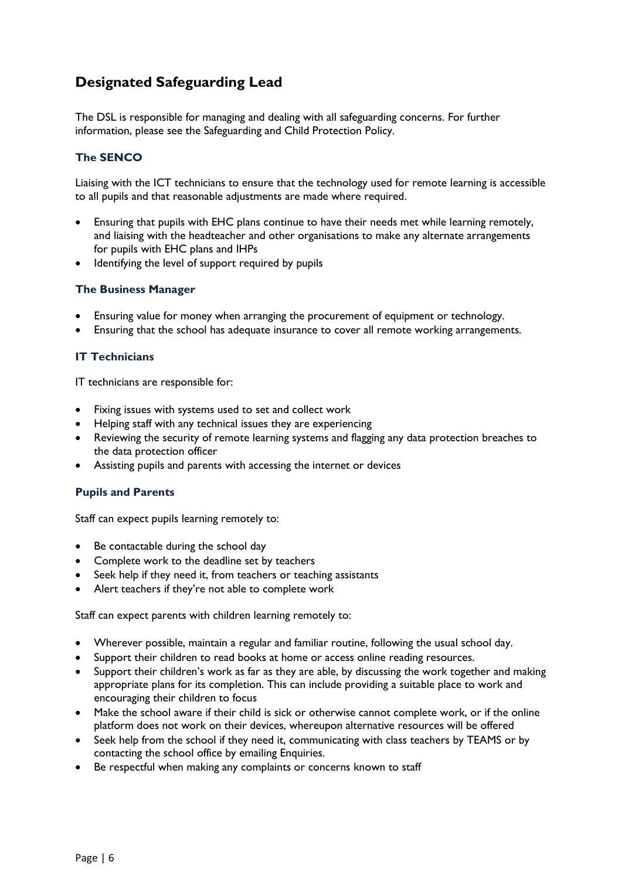## Designated Safeguarding Lead

The DSL is responsible for managing and dealing with all safeguarding concerns. For further information, please see the Safeguarding and Child Protection Policy.

### The SENCO

Liaising with the ICT technicians to ensure that the technology used for remote learning is accessible to all pupils and that reasonable adjustments are made where required.

- Ensuring that pupils with EHC plans continue to have their needs met while learning remotely, and liaising with the headteacher and other organisations to make any alternate arrangements for pupils with EHC plans and IHPs
- Identifying the level of support required by pupils

### The Business Manager

- Ensuring value for money when arranging the procurement of equipment or technology.
- Ensuring that the school has adequate insurance to cover all remote working arrangements.

### IT Technicians

IT technicians are responsible for:

- Fixing issues with systems used to set and collect work
- Helping staff with any technical issues they are experiencing
- Reviewing the security of remote learning systems and flagging any data protection breaches to the data protection officer
- Assisting pupils and parents with accessing the internet or devices

### Pupils and Parents

Staff can expect pupils learning remotely to:

- Be contactable during the school day
- Complete work to the deadline set by teachers
- Seek help if they need it, from teachers or teaching assistants
- Alert teachers if they're not able to complete work

Staff can expect parents with children learning remotely to:

- Wherever possible, maintain a regular and familiar routine, following the usual school day.
- Support their children to read books at home or access online reading resources.
- Support their children's work as far as they are able, by discussing the work together and making appropriate plans for its completion. This can include providing a suitable place to work and encouraging their children to focus
- Make the school aware if their child is sick or otherwise cannot complete work, or if the online platform does not work on their devices, whereupon alternative resources will be offered
- Seek help from the school if they need it, communicating with class teachers by TEAMS or by contacting the school office by emailing Enquiries.
- Be respectful when making any complaints or concerns known to staff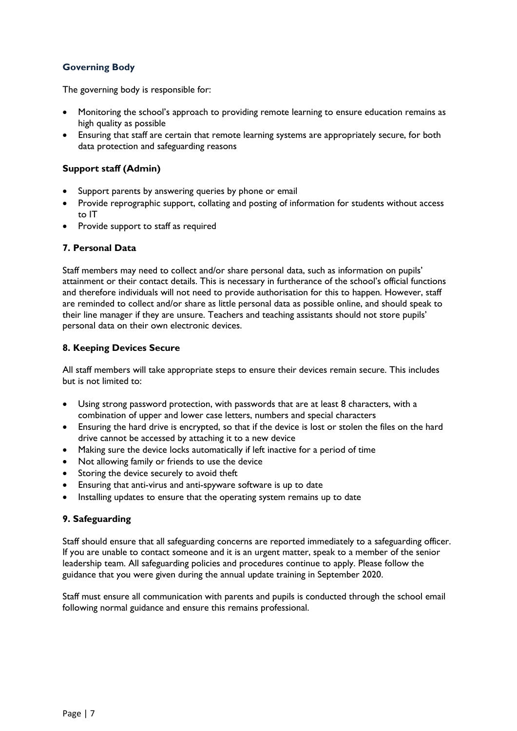### Governing Body

The governing body is responsible for:

- Monitoring the school's approach to providing remote learning to ensure education remains as high quality as possible
- Ensuring that staff are certain that remote learning systems are appropriately secure, for both data protection and safeguarding reasons

### Support staff (Admin)

- Support parents by answering queries by phone or email
- Provide reprographic support, collating and posting of information for students without access to IT
- Provide support to staff as required

## 7. Personal Data

Staff members may need to collect and/or share personal data, such as information on pupils' attainment or their contact details. This is necessary in furtherance of the school's official functions and therefore individuals will not need to provide authorisation for this to happen. However, staff are reminded to collect and/or share as little personal data as possible online, and should speak to their line manager if they are unsure. Teachers and teaching assistants should not store pupils' personal data on their own electronic devices.

## 8. Keeping Devices Secure

All staff members will take appropriate steps to ensure their devices remain secure. This includes but is not limited to:

- Using strong password protection, with passwords that are at least 8 characters, with a combination of upper and lower case letters, numbers and special characters
- Ensuring the hard drive is encrypted, so that if the device is lost or stolen the files on the hard drive cannot be accessed by attaching it to a new device
- Making sure the device locks automatically if left inactive for a period of time
- Not allowing family or friends to use the device
- Storing the device securely to avoid theft
- Ensuring that anti-virus and anti-spyware software is up to date
- Installing updates to ensure that the operating system remains up to date

## 9. Safeguarding

Staff should ensure that all safeguarding concerns are reported immediately to a safeguarding officer. If you are unable to contact someone and it is an urgent matter, speak to a member of the senior leadership team. All safeguarding policies and procedures continue to apply. Please follow the guidance that you were given during the annual update training in September 2020.

Staff must ensure all communication with parents and pupils is conducted through the school email following normal guidance and ensure this remains professional.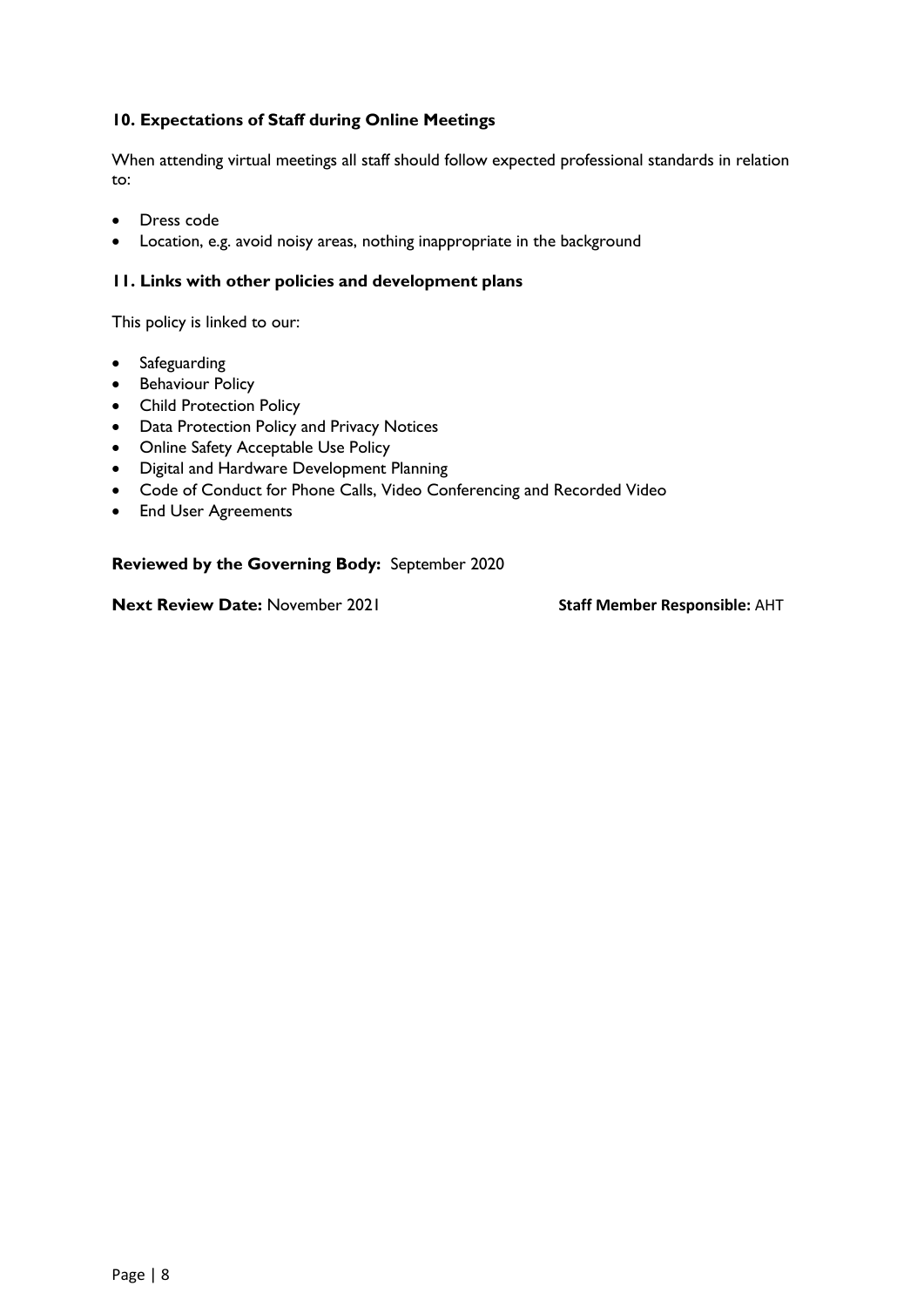### 10. Expectations of Staff during Online Meetings

When attending virtual meetings all staff should follow expected professional standards in relation to:

- Dress code
- Location, e.g. avoid noisy areas, nothing inappropriate in the background

### 11. Links with other policies and development plans

This policy is linked to our:

- Safeguarding
- Behaviour Policy
- Child Protection Policy
- Data Protection Policy and Privacy Notices
- Online Safety Acceptable Use Policy
- Digital and Hardware Development Planning
- Code of Conduct for Phone Calls, Video Conferencing and Recorded Video
- End User Agreements

**Reviewed by the Governing Body:** September 2020

**Next Review Date:** November 2021 **Staff Member Responsible:** AHT